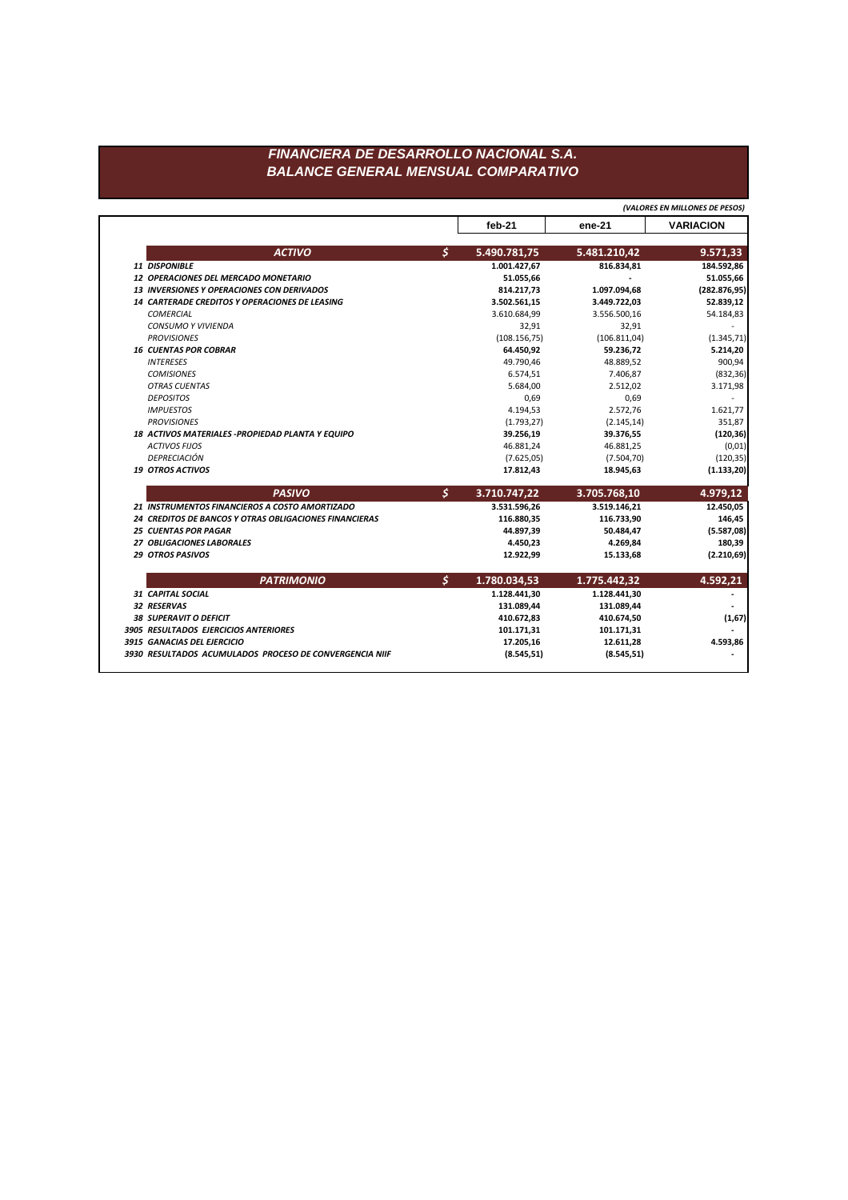# FINANCIERA DE DESARROLLO NACIONAL S.A.
## BALANCE GENERAL MENSUAL COMPARATIVO

*(VALORES EN MILLONES DE PESOS)*

| | | feb-21 | ene-21 | VARIACION |
|---|---|---|---|---|
| **ACTIVO** | $ | **5.490.781,75** | **5.481.210,42** | **9.571,33** |
| **11 DISPONIBLE** | | **1.001.427,67** | **816.834,81** | **184.592,86** |
| **12 OPERACIONES DEL MERCADO MONETARIO** | | **51.055,66** | **-** | **51.055,66** |
| **13 INVERSIONES Y OPERACIONES CON DERIVADOS** | | **814.217,73** | **1.097.094,68** | **(282.876,95)** |
| **14 CARTERADE CREDITOS Y OPERACIONES DE LEASING** | | **3.502.561,15** | **3.449.722,03** | **52.839,12** |
| *COMERCIAL* | | 3.610.684,99 | 3.556.500,16 | 54.184,83 |
| *CONSUMO Y VIVIENDA* | | 32,91 | 32,91 | - |
| *PROVISIONES* | | (108.156,75) | (106.811,04) | (1.345,71) |
| **16 CUENTAS POR COBRAR** | | **64.450,92** | **59.236,72** | **5.214,20** |
| *INTERESES* | | 49.790,46 | 48.889,52 | 900,94 |
| *COMISIONES* | | 6.574,51 | 7.406,87 | (832,36) |
| *OTRAS CUENTAS* | | 5.684,00 | 2.512,02 | 3.171,98 |
| *DEPOSITOS* | | 0,69 | 0,69 | - |
| *IMPUESTOS* | | 4.194,53 | 2.572,76 | 1.621,77 |
| *PROVISIONES* | | (1.793,27) | (2.145,14) | 351,87 |
| **18 ACTIVOS MATERIALES -PROPIEDAD PLANTA Y EQUIPO** | | **39.256,19** | **39.376,55** | **(120,36)** |
| *ACTIVOS FIJOS* | | 46.881,24 | 46.881,25 | (0,01) |
| *DEPRECIACIÓN* | | (7.625,05) | (7.504,70) | (120,35) |
| **19 OTROS ACTIVOS** | | **17.812,43** | **18.945,63** | **(1.133,20)** |
| **PASIVO** | $ | **3.710.747,22** | **3.705.768,10** | **4.979,12** |
| **21 INSTRUMENTOS FINANCIEROS A COSTO AMORTIZADO** | | **3.531.596,26** | **3.519.146,21** | **12.450,05** |
| **24 CREDITOS DE BANCOS Y OTRAS OBLIGACIONES FINANCIERAS** | | **116.880,35** | **116.733,90** | **146,45** |
| **25 CUENTAS POR PAGAR** | | **44.897,39** | **50.484,47** | **(5.587,08)** |
| **27 OBLIGACIONES LABORALES** | | **4.450,23** | **4.269,84** | **180,39** |
| **29 OTROS PASIVOS** | | **12.922,99** | **15.133,68** | **(2.210,69)** |
| **PATRIMONIO** | $ | **1.780.034,53** | **1.775.442,32** | **4.592,21** |
| **31 CAPITAL SOCIAL** | | **1.128.441,30** | **1.128.441,30** | **-** |
| **32 RESERVAS** | | **131.089,44** | **131.089,44** | **-** |
| **38 SUPERAVIT O DEFICIT** | | **410.672,83** | **410.674,50** | **(1,67)** |
| **3905 RESULTADOS EJERCICIOS ANTERIORES** | | **101.171,31** | **101.171,31** | **-** |
| **3915 GANACIAS DEL EJERCICIO** | | **17.205,16** | **12.611,28** | **4.593,86** |
| **3930 RESULTADOS ACUMULADOS PROCESO DE CONVERGENCIA NIIF** | | **(8.545,51)** | **(8.545,51)** | **-** |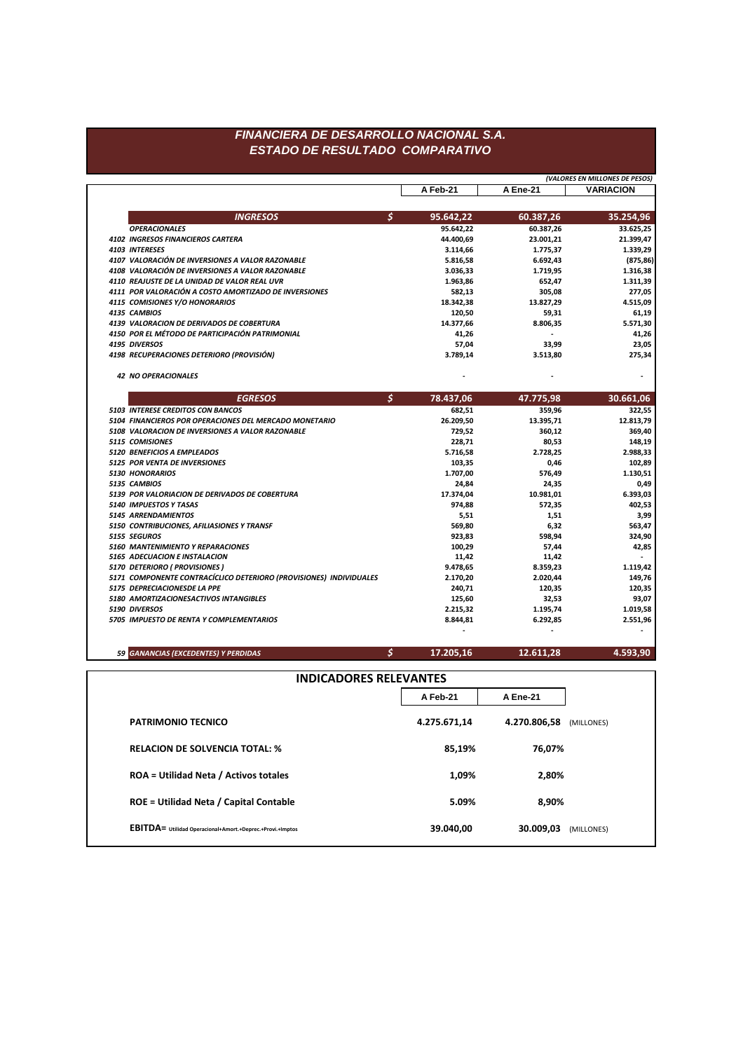# FINANCIERA DE DESARROLLO NACIONAL S.A.
## ESTADO DE RESULTADO COMPARATIVO

*(VALORES EN MILLONES DE PESOS)*

| | | A Feb-21 | A Ene-21 | VARIACION |
|---|---|---|---|---|
| ***INGRESOS*** | $ | **95.642,22** | **60.387,26** | **35.254,96** |
| ***OPERACIONALES*** | | 95.642,22 | 60.387,26 | 33.625,25 |
| ***4102 INGRESOS FINANCIEROS CARTERA*** | | 44.400,69 | 23.001,21 | 21.399,47 |
| ***4103 INTERESES*** | | 3.114,66 | 1.775,37 | 1.339,29 |
| ***4107 VALORACIÓN DE INVERSIONES A VALOR RAZONABLE*** | | 5.816,58 | 6.692,43 | (875,86) |
| ***4108 VALORACIÓN DE INVERSIONES A VALOR RAZONABLE*** | | 3.036,33 | 1.719,95 | 1.316,38 |
| ***4110 REAJUSTE DE LA UNIDAD DE VALOR REAL UVR*** | | 1.963,86 | 652,47 | 1.311,39 |
| ***4111 POR VALORACIÓN A COSTO AMORTIZADO DE INVERSIONES*** | | 582,13 | 305,08 | 277,05 |
| ***4115 COMISIONES Y/O HONORARIOS*** | | 18.342,38 | 13.827,29 | 4.515,09 |
| ***4135 CAMBIOS*** | | 120,50 | 59,31 | 61,19 |
| ***4139 VALORACION DE DERIVADOS DE COBERTURA*** | | 14.377,66 | 8.806,35 | 5.571,30 |
| ***4150 POR EL MÉTODO DE PARTICIPACIÓN PATRIMONIAL*** | | 41,26 | - | 41,26 |
| ***4195 DIVERSOS*** | | 57,04 | 33,99 | 23,05 |
| ***4198 RECUPERACIONES DETERIORO (PROVISIÓN)*** | | 3.789,14 | 3.513,80 | 275,34 |
| ***42 NO OPERACIONALES*** | | - | - | - |
| ***EGRESOS*** | $ | **78.437,06** | **47.775,98** | **30.661,06** |
| ***5103 INTERESE CREDITOS CON BANCOS*** | | 682,51 | 359,96 | 322,55 |
| ***5104 FINANCIEROS POR OPERACIONES DEL MERCADO MONETARIO*** | | 26.209,50 | 13.395,71 | 12.813,79 |
| ***5108 VALORACION DE INVERSIONES A VALOR RAZONABLE*** | | 729,52 | 360,12 | 369,40 |
| ***5115 COMISIONES*** | | 228,71 | 80,53 | 148,19 |
| ***5120 BENEFICIOS A EMPLEADOS*** | | 5.716,58 | 2.728,25 | 2.988,33 |
| ***5125 POR VENTA DE INVERSIONES*** | | 103,35 | 0,46 | 102,89 |
| ***5130 HONORARIOS*** | | 1.707,00 | 576,49 | 1.130,51 |
| ***5135 CAMBIOS*** | | 24,84 | 24,35 | 0,49 |
| ***5139 POR VALORIACION DE DERIVADOS DE COBERTURA*** | | 17.374,04 | 10.981,01 | 6.393,03 |
| ***5140 IMPUESTOS Y TASAS*** | | 974,88 | 572,35 | 402,53 |
| ***5145 ARRENDAMIENTOS*** | | 5,51 | 1,51 | 3,99 |
| ***5150 CONTRIBUCIONES, AFILIASIONES Y TRANSF*** | | 569,80 | 6,32 | 563,47 |
| ***5155 SEGUROS*** | | 923,83 | 598,94 | 324,90 |
| ***5160 MANTENIMIENTO Y REPARACIONES*** | | 100,29 | 57,44 | 42,85 |
| ***5165 ADECUACION E INSTALACION*** | | 11,42 | 11,42 | - |
| ***5170 DETERIORO ( PROVISIONES )*** | | 9.478,65 | 8.359,23 | 1.119,42 |
| ***5171 COMPONENTE CONTRACÍCLICO DETERIORO (PROVISIONES) INDIVIDUALES*** | | 2.170,20 | 2.020,44 | 149,76 |
| ***5175 DEPRECIACIONESDE LA PPE*** | | 240,71 | 120,35 | 120,35 |
| ***5180 AMORTIZACIONESACTIVOS INTANGIBLES*** | | 125,60 | 32,53 | 93,07 |
| ***5190 DIVERSOS*** | | 2.215,32 | 1.195,74 | 1.019,58 |
| ***5705 IMPUESTO DE RENTA Y COMPLEMENTARIOS*** | | 8.844,81 | 6.292,85 | 2.551,96 |
| | | - | - | - |
| ***59 GANANCIAS (EXCEDENTES) Y PERDIDAS*** | $ | **17.205,16** | **12.611,28** | **4.593,90** |

## INDICADORES RELEVANTES

| | A Feb-21 | A Ene-21 | |
|---|---|---|---|
| **PATRIMONIO TECNICO** | **4.275.671,14** | **4.270.806,58** | (MILLONES) |
| **RELACION DE SOLVENCIA TOTAL: %** | **85,19%** | **76,07%** | |
| **ROA = Utilidad Neta / Activos totales** | **1,09%** | **2,80%** | |
| **ROE = Utilidad Neta / Capital Contable** | **5.09%** | **8,90%** | |
| **EBITDA=** Utilidad Operacional+Amort.+Deprec.+Provi.+Imptos | **39.040,00** | **30.009,03** | (MILLONES) |